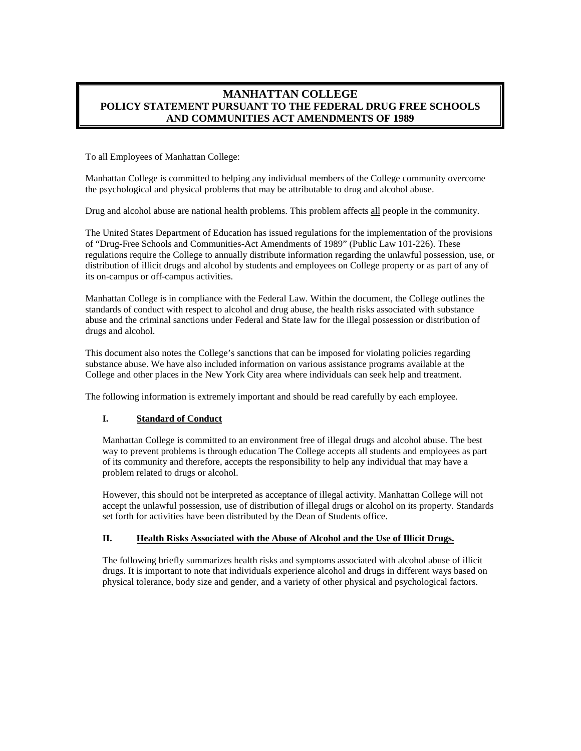# MANHATTAN COLLEGE
## POLICY STATEMENT PURSUANT TO THE FEDERAL DRUG FREE SCHOOLS AND COMMUNITIES ACT AMENDMENTS OF 1989

To all Employees of Manhattan College:

Manhattan College is committed to helping any individual members of the College community overcome the psychological and physical problems that may be attributable to drug and alcohol abuse.

Drug and alcohol abuse are national health problems. This problem affects all people in the community.

The United States Department of Education has issued regulations for the implementation of the provisions of "Drug-Free Schools and Communities-Act Amendments of 1989" (Public Law 101-226). These regulations require the College to annually distribute information regarding the unlawful possession, use, or distribution of illicit drugs and alcohol by students and employees on College property or as part of any of its on-campus or off-campus activities.

Manhattan College is in compliance with the Federal Law. Within the document, the College outlines the standards of conduct with respect to alcohol and drug abuse, the health risks associated with substance abuse and the criminal sanctions under Federal and State law for the illegal possession or distribution of drugs and alcohol.

This document also notes the College's sanctions that can be imposed for violating policies regarding substance abuse. We have also included information on various assistance programs available at the College and other places in the New York City area where individuals can seek help and treatment.

The following information is extremely important and should be read carefully by each employee.

### I. Standard of Conduct

Manhattan College is committed to an environment free of illegal drugs and alcohol abuse. The best way to prevent problems is through education The College accepts all students and employees as part of its community and therefore, accepts the responsibility to help any individual that may have a problem related to drugs or alcohol.

However, this should not be interpreted as acceptance of illegal activity. Manhattan College will not accept the unlawful possession, use of distribution of illegal drugs or alcohol on its property. Standards set forth for activities have been distributed by the Dean of Students office.

### II. Health Risks Associated with the Abuse of Alcohol and the Use of Illicit Drugs.

The following briefly summarizes health risks and symptoms associated with alcohol abuse of illicit drugs. It is important to note that individuals experience alcohol and drugs in different ways based on physical tolerance, body size and gender, and a variety of other physical and psychological factors.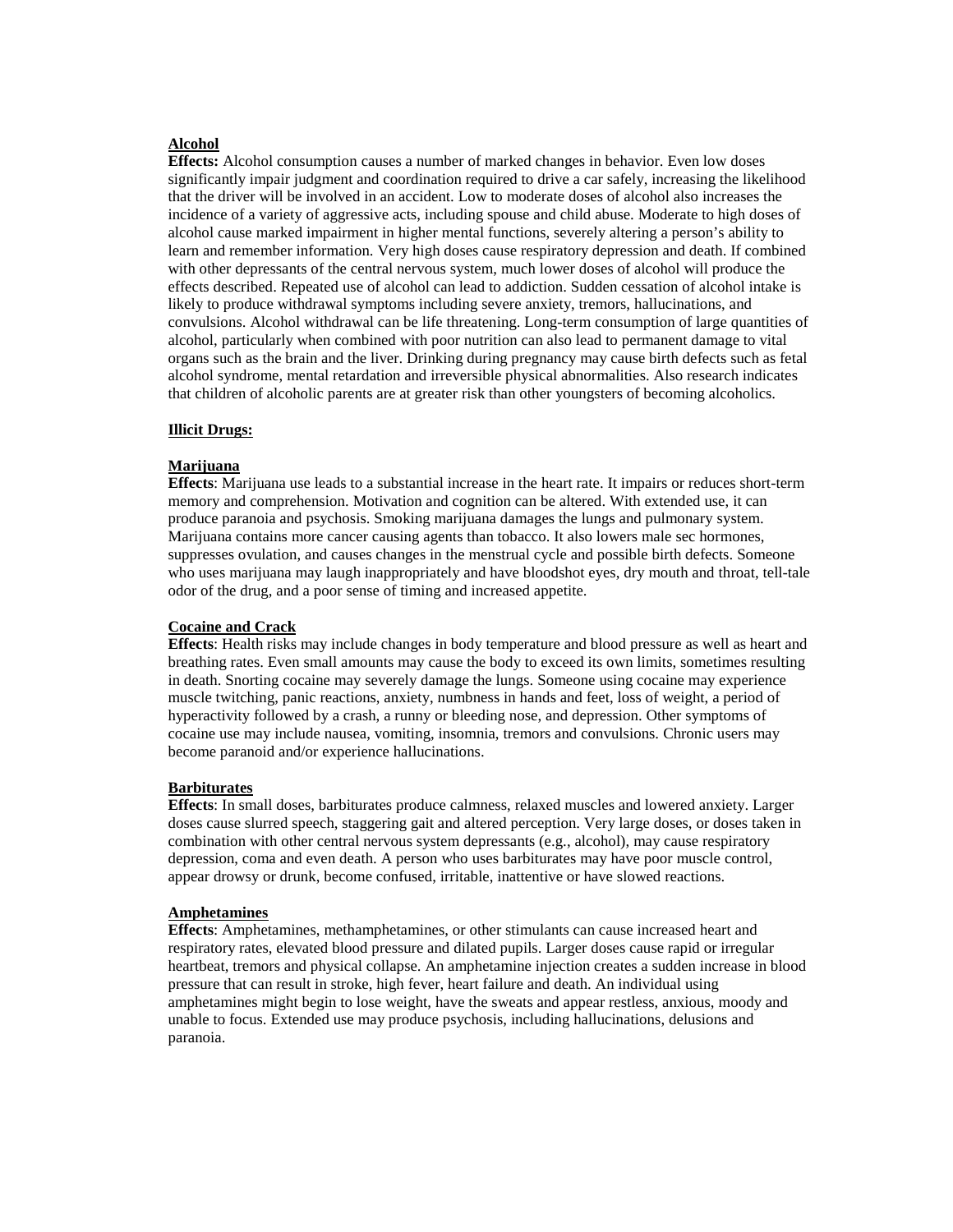**Alcohol**

**Effects:** Alcohol consumption causes a number of marked changes in behavior. Even low doses significantly impair judgment and coordination required to drive a car safely, increasing the likelihood that the driver will be involved in an accident. Low to moderate doses of alcohol also increases the incidence of a variety of aggressive acts, including spouse and child abuse. Moderate to high doses of alcohol cause marked impairment in higher mental functions, severely altering a person's ability to learn and remember information. Very high doses cause respiratory depression and death. If combined with other depressants of the central nervous system, much lower doses of alcohol will produce the effects described. Repeated use of alcohol can lead to addiction. Sudden cessation of alcohol intake is likely to produce withdrawal symptoms including severe anxiety, tremors, hallucinations, and convulsions. Alcohol withdrawal can be life threatening. Long-term consumption of large quantities of alcohol, particularly when combined with poor nutrition can also lead to permanent damage to vital organs such as the brain and the liver. Drinking during pregnancy may cause birth defects such as fetal alcohol syndrome, mental retardation and irreversible physical abnormalities. Also research indicates that children of alcoholic parents are at greater risk than other youngsters of becoming alcoholics.

**Illicit Drugs:**

**Marijuana**

**Effects**: Marijuana use leads to a substantial increase in the heart rate. It impairs or reduces short-term memory and comprehension. Motivation and cognition can be altered. With extended use, it can produce paranoia and psychosis. Smoking marijuana damages the lungs and pulmonary system. Marijuana contains more cancer causing agents than tobacco. It also lowers male sec hormones, suppresses ovulation, and causes changes in the menstrual cycle and possible birth defects. Someone who uses marijuana may laugh inappropriately and have bloodshot eyes, dry mouth and throat, tell-tale odor of the drug, and a poor sense of timing and increased appetite.

**Cocaine and Crack**

**Effects**: Health risks may include changes in body temperature and blood pressure as well as heart and breathing rates. Even small amounts may cause the body to exceed its own limits, sometimes resulting in death. Snorting cocaine may severely damage the lungs. Someone using cocaine may experience muscle twitching, panic reactions, anxiety, numbness in hands and feet, loss of weight, a period of hyperactivity followed by a crash, a runny or bleeding nose, and depression. Other symptoms of cocaine use may include nausea, vomiting, insomnia, tremors and convulsions. Chronic users may become paranoid and/or experience hallucinations.

**Barbiturates**

**Effects**: In small doses, barbiturates produce calmness, relaxed muscles and lowered anxiety. Larger doses cause slurred speech, staggering gait and altered perception. Very large doses, or doses taken in combination with other central nervous system depressants (e.g., alcohol), may cause respiratory depression, coma and even death. A person who uses barbiturates may have poor muscle control, appear drowsy or drunk, become confused, irritable, inattentive or have slowed reactions.

**Amphetamines**

**Effects**: Amphetamines, methamphetamines, or other stimulants can cause increased heart and respiratory rates, elevated blood pressure and dilated pupils. Larger doses cause rapid or irregular heartbeat, tremors and physical collapse. An amphetamine injection creates a sudden increase in blood pressure that can result in stroke, high fever, heart failure and death. An individual using amphetamines might begin to lose weight, have the sweats and appear restless, anxious, moody and unable to focus. Extended use may produce psychosis, including hallucinations, delusions and paranoia.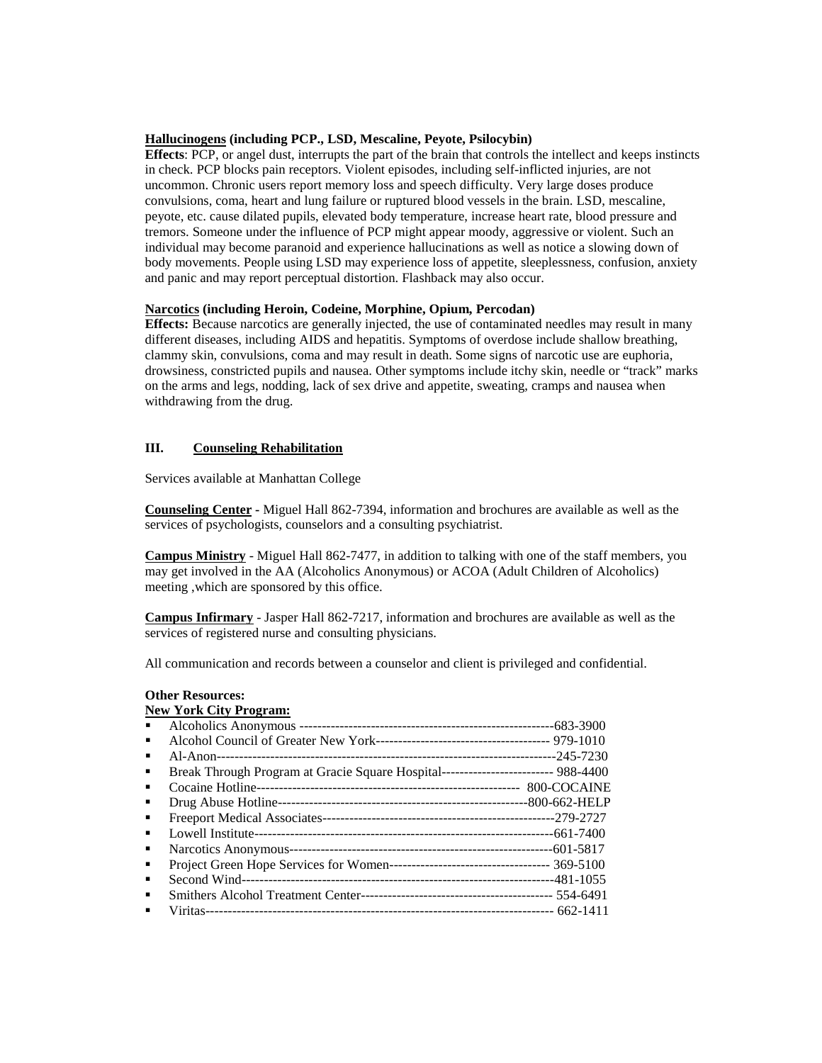**Hallucinogens (including PCP., LSD, Mescaline, Peyote, Psilocybin)**

**Effects**: PCP, or angel dust, interrupts the part of the brain that controls the intellect and keeps instincts in check. PCP blocks pain receptors. Violent episodes, including self-inflicted injuries, are not uncommon. Chronic users report memory loss and speech difficulty. Very large doses produce convulsions, coma, heart and lung failure or ruptured blood vessels in the brain. LSD, mescaline, peyote, etc. cause dilated pupils, elevated body temperature, increase heart rate, blood pressure and tremors. Someone under the influence of PCP might appear moody, aggressive or violent. Such an individual may become paranoid and experience hallucinations as well as notice a slowing down of body movements. People using LSD may experience loss of appetite, sleeplessness, confusion, anxiety and panic and may report perceptual distortion. Flashback may also occur.

**Narcotics (including Heroin, Codeine, Morphine, Opium, Percodan)**

**Effects:** Because narcotics are generally injected, the use of contaminated needles may result in many different diseases, including AIDS and hepatitis. Symptoms of overdose include shallow breathing, clammy skin, convulsions, coma and may result in death. Some signs of narcotic use are euphoria, drowsiness, constricted pupils and nausea. Other symptoms include itchy skin, needle or "track" marks on the arms and legs, nodding, lack of sex drive and appetite, sweating, cramps and nausea when withdrawing from the drug.

## III. Counseling Rehabilitation

Services available at Manhattan College

**Counseling Center** - Miguel Hall 862-7394, information and brochures are available as well as the services of psychologists, counselors and a consulting psychiatrist.

**Campus Ministry** - Miguel Hall 862-7477, in addition to talking with one of the staff members, you may get involved in the AA (Alcoholics Anonymous) or ACOA (Adult Children of Alcoholics) meeting ,which are sponsored by this office.

**Campus Infirmary** - Jasper Hall 862-7217, information and brochures are available as well as the services of registered nurse and consulting physicians.

All communication and records between a counselor and client is privileged and confidential.

**Other Resources:**

**New York City Program:**

- Alcoholics Anonymous ----------------------------------------------------------683-3900
- Alcohol Council of Greater New York--------------------------------------- 979-1010
- Al-Anon-----------------------------------------------------------------------------245-7230
- Break Through Program at Gracie Square Hospital------------------------- 988-4400
- Cocaine Hotline----------------------------------------------------------- 800-COCAINE
- Drug Abuse Hotline--------------------------------------------------------800-662-HELP
- Freeport Medical Associates----------------------------------------------------279-2727
- Lowell Institute-------------------------------------------------------------------661-7400
- Narcotics Anonymous-----------------------------------------------------------601-5817
- Project Green Hope Services for Women------------------------------------ 369-5100
- Second Wind----------------------------------------------------------------------481-1055
- Smithers Alcohol Treatment Center------------------------------------------- 554-6491
- Viritas------------------------------------------------------------------------------ 662-1411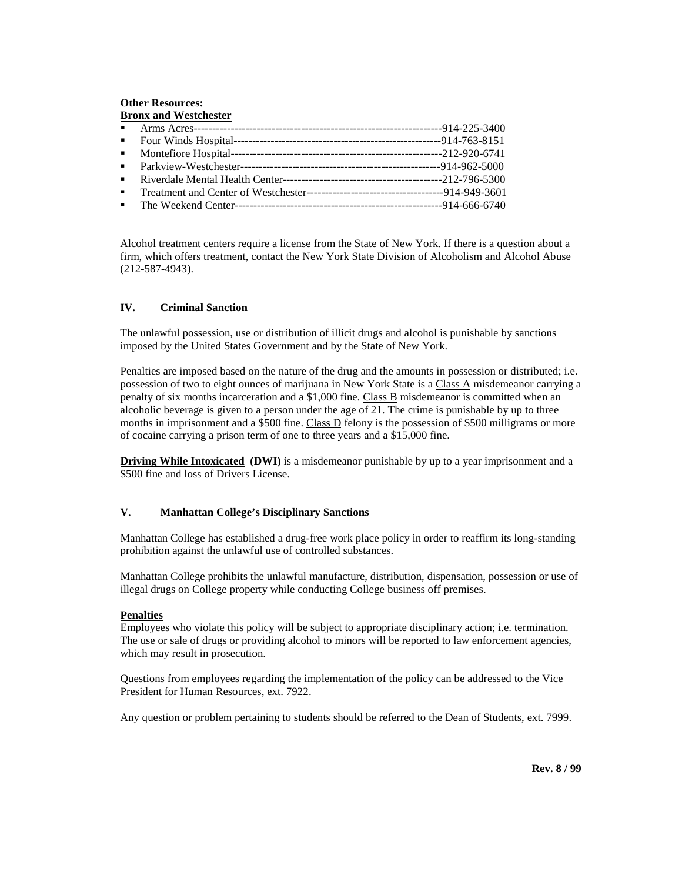**Other Resources:**
**Bronx and Westchester**

- Arms Acres------------------------------------------------------------------914-225-3400
- Four Winds Hospital--------------------------------------------------------914-763-8151
- Montefiore Hospital---------------------------------------------------------212-920-6741
- Parkview-Westchester-----------------------------------------------------914-962-5000
- Riverdale Mental Health Center-------------------------------------------212-796-5300
- Treatment and Center of Westchester-------------------------------------914-949-3601
- The Weekend Center--------------------------------------------------------914-666-6740

Alcohol treatment centers require a license from the State of New York. If there is a question about a firm, which offers treatment, contact the New York State Division of Alcoholism and Alcohol Abuse (212-587-4943).

## IV. Criminal Sanction

The unlawful possession, use or distribution of illicit drugs and alcohol is punishable by sanctions imposed by the United States Government and by the State of New York.

Penalties are imposed based on the nature of the drug and the amounts in possession or distributed; i.e. possession of two to eight ounces of marijuana in New York State is a Class A misdemeanor carrying a penalty of six months incarceration and a $1,000 fine. Class B misdemeanor is committed when an alcoholic beverage is given to a person under the age of 21. The crime is punishable by up to three months in imprisonment and a $500 fine. Class D felony is the possession of $500 milligrams or more of cocaine carrying a prison term of one to three years and a $15,000 fine.

**Driving While Intoxicated (DWI)** is a misdemeanor punishable by up to a year imprisonment and a $500 fine and loss of Drivers License.

## V. Manhattan College's Disciplinary Sanctions

Manhattan College has established a drug-free work place policy in order to reaffirm its long-standing prohibition against the unlawful use of controlled substances.

Manhattan College prohibits the unlawful manufacture, distribution, dispensation, possession or use of illegal drugs on College property while conducting College business off premises.

**Penalties**

Employees who violate this policy will be subject to appropriate disciplinary action; i.e. termination. The use or sale of drugs or providing alcohol to minors will be reported to law enforcement agencies, which may result in prosecution.

Questions from employees regarding the implementation of the policy can be addressed to the Vice President for Human Resources, ext. 7922.

Any question or problem pertaining to students should be referred to the Dean of Students, ext. 7999.

**Rev. 8 / 99**